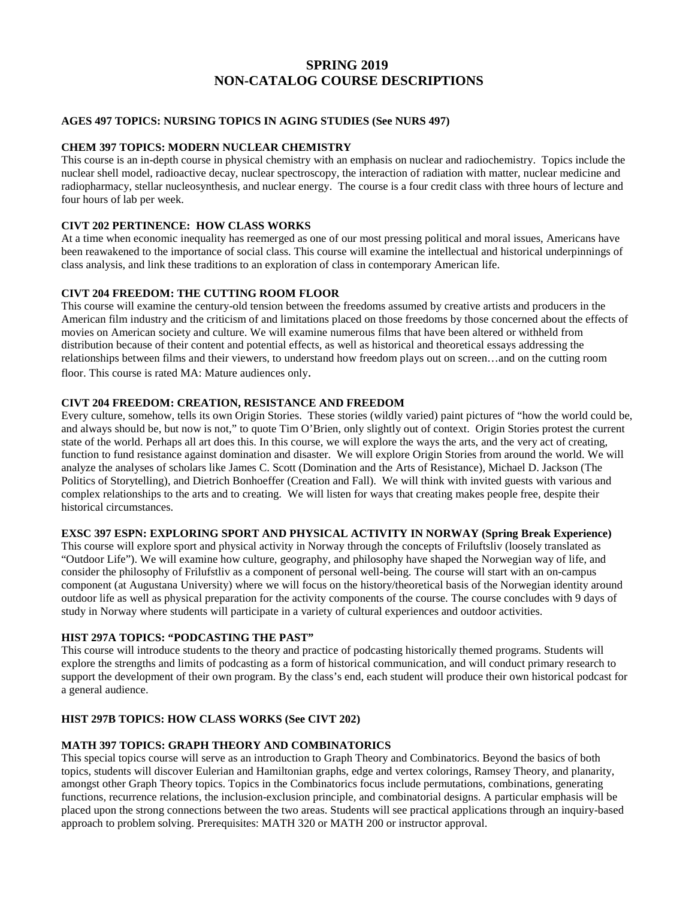# SPRING 2019
# NON-CATALOG COURSE DESCRIPTIONS

**AGES 497 TOPICS: NURSING TOPICS IN AGING STUDIES (See NURS 497)**

**CHEM 397 TOPICS: MODERN NUCLEAR CHEMISTRY**

This course is an in-depth course in physical chemistry with an emphasis on nuclear and radiochemistry. Topics include the nuclear shell model, radioactive decay, nuclear spectroscopy, the interaction of radiation with matter, nuclear medicine and radiopharmacy, stellar nucleosynthesis, and nuclear energy. The course is a four credit class with three hours of lecture and four hours of lab per week.

**CIVT 202 PERTINENCE: HOW CLASS WORKS**

At a time when economic inequality has reemerged as one of our most pressing political and moral issues, Americans have been reawakened to the importance of social class. This course will examine the intellectual and historical underpinnings of class analysis, and link these traditions to an exploration of class in contemporary American life.

**CIVT 204 FREEDOM: THE CUTTING ROOM FLOOR**

This course will examine the century-old tension between the freedoms assumed by creative artists and producers in the American film industry and the criticism of and limitations placed on those freedoms by those concerned about the effects of movies on American society and culture. We will examine numerous films that have been altered or withheld from distribution because of their content and potential effects, as well as historical and theoretical essays addressing the relationships between films and their viewers, to understand how freedom plays out on screen…and on the cutting room floor. This course is rated MA: Mature audiences only.

**CIVT 204 FREEDOM: CREATION, RESISTANCE AND FREEDOM**

Every culture, somehow, tells its own Origin Stories. These stories (wildly varied) paint pictures of "how the world could be, and always should be, but now is not," to quote Tim O'Brien, only slightly out of context. Origin Stories protest the current state of the world. Perhaps all art does this. In this course, we will explore the ways the arts, and the very act of creating, function to fund resistance against domination and disaster. We will explore Origin Stories from around the world. We will analyze the analyses of scholars like James C. Scott (Domination and the Arts of Resistance), Michael D. Jackson (The Politics of Storytelling), and Dietrich Bonhoeffer (Creation and Fall). We will think with invited guests with various and complex relationships to the arts and to creating. We will listen for ways that creating makes people free, despite their historical circumstances.

**EXSC 397 ESPN: EXPLORING SPORT AND PHYSICAL ACTIVITY IN NORWAY (Spring Break Experience)**

This course will explore sport and physical activity in Norway through the concepts of Friluftsliv (loosely translated as "Outdoor Life"). We will examine how culture, geography, and philosophy have shaped the Norwegian way of life, and consider the philosophy of Frilufstliv as a component of personal well-being. The course will start with an on-campus component (at Augustana University) where we will focus on the history/theoretical basis of the Norwegian identity around outdoor life as well as physical preparation for the activity components of the course. The course concludes with 9 days of study in Norway where students will participate in a variety of cultural experiences and outdoor activities.

**HIST 297A TOPICS: "PODCASTING THE PAST"**

This course will introduce students to the theory and practice of podcasting historically themed programs. Students will explore the strengths and limits of podcasting as a form of historical communication, and will conduct primary research to support the development of their own program. By the class's end, each student will produce their own historical podcast for a general audience.

**HIST 297B TOPICS: HOW CLASS WORKS (See CIVT 202)**

**MATH 397 TOPICS: GRAPH THEORY AND COMBINATORICS**

This special topics course will serve as an introduction to Graph Theory and Combinatorics. Beyond the basics of both topics, students will discover Eulerian and Hamiltonian graphs, edge and vertex colorings, Ramsey Theory, and planarity, amongst other Graph Theory topics. Topics in the Combinatorics focus include permutations, combinations, generating functions, recurrence relations, the inclusion-exclusion principle, and combinatorial designs. A particular emphasis will be placed upon the strong connections between the two areas. Students will see practical applications through an inquiry-based approach to problem solving. Prerequisites: MATH 320 or MATH 200 or instructor approval.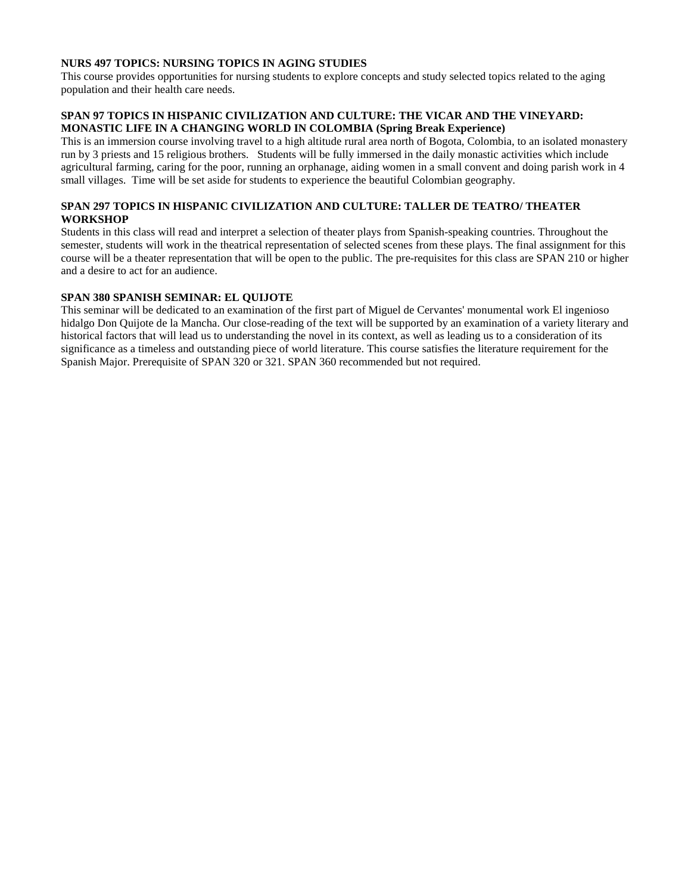**NURS 497 TOPICS: NURSING TOPICS IN AGING STUDIES**

This course provides opportunities for nursing students to explore concepts and study selected topics related to the aging population and their health care needs.

**SPAN 97 TOPICS IN HISPANIC CIVILIZATION AND CULTURE: THE VICAR AND THE VINEYARD: MONASTIC LIFE IN A CHANGING WORLD IN COLOMBIA (Spring Break Experience)**

This is an immersion course involving travel to a high altitude rural area north of Bogota, Colombia, to an isolated monastery run by 3 priests and 15 religious brothers. Students will be fully immersed in the daily monastic activities which include agricultural farming, caring for the poor, running an orphanage, aiding women in a small convent and doing parish work in 4 small villages. Time will be set aside for students to experience the beautiful Colombian geography.

**SPAN 297 TOPICS IN HISPANIC CIVILIZATION AND CULTURE: TALLER DE TEATRO/ THEATER WORKSHOP**

Students in this class will read and interpret a selection of theater plays from Spanish-speaking countries. Throughout the semester, students will work in the theatrical representation of selected scenes from these plays. The final assignment for this course will be a theater representation that will be open to the public. The pre-requisites for this class are SPAN 210 or higher and a desire to act for an audience.

**SPAN 380 SPANISH SEMINAR: EL QUIJOTE**

This seminar will be dedicated to an examination of the first part of Miguel de Cervantes' monumental work El ingenioso hidalgo Don Quijote de la Mancha. Our close-reading of the text will be supported by an examination of a variety literary and historical factors that will lead us to understanding the novel in its context, as well as leading us to a consideration of its significance as a timeless and outstanding piece of world literature. This course satisfies the literature requirement for the Spanish Major. Prerequisite of SPAN 320 or 321. SPAN 360 recommended but not required.